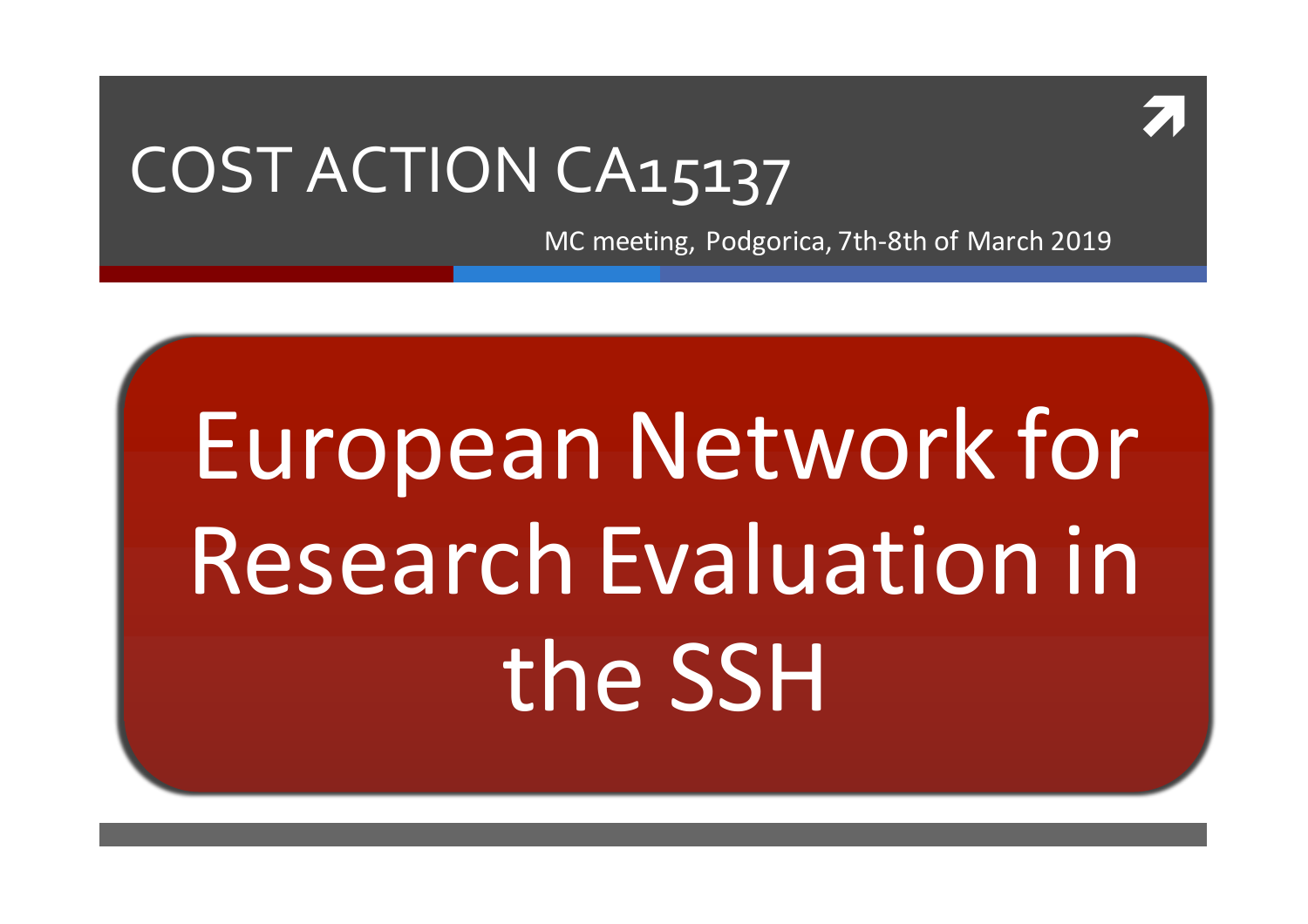# COST ACTION CA15137

MC meeting, Podgorica, 7th-8th of March 2019

# European Network for Research Evaluation in the SSH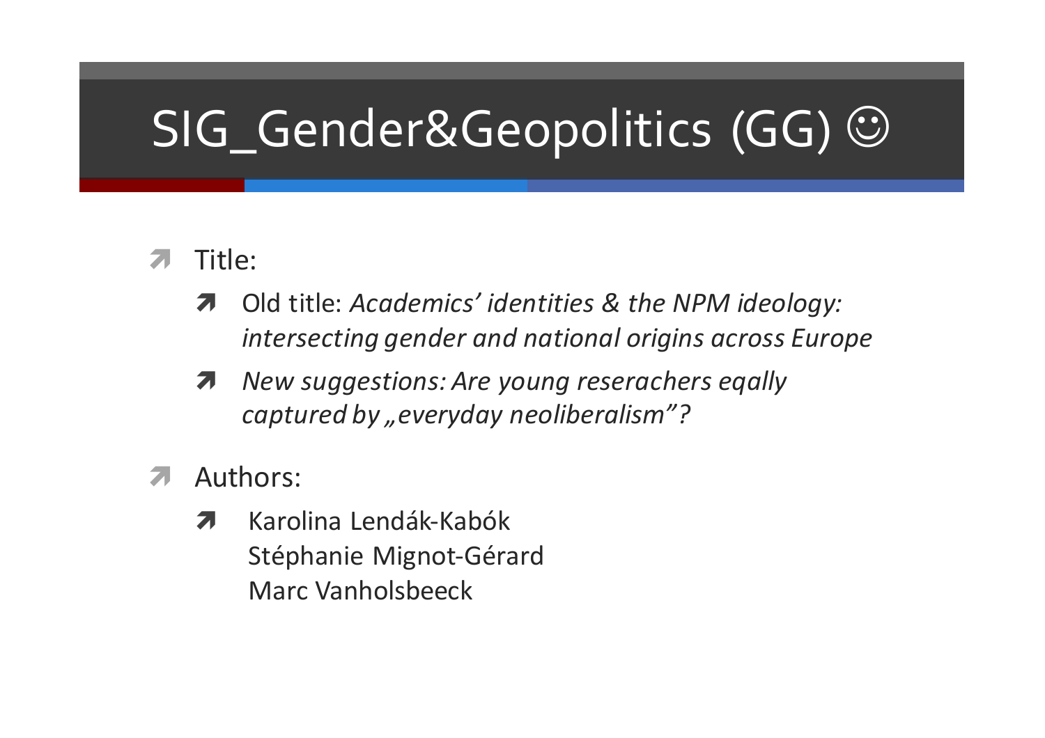# SIG_Gender&Geopolitics (GG) ☺

- Title:
  - Old title: *Academics' identities & the NPM ideology: intersecting gender and national origins across Europe*
  - *New suggestions: Are young reseracher​s eqally captured by „everyday neoliberalism"?*
- Authors:
  - Karolina Lendák-Kabók
    Stéphanie Mignot-Gérard
    Marc Vanholsbeeck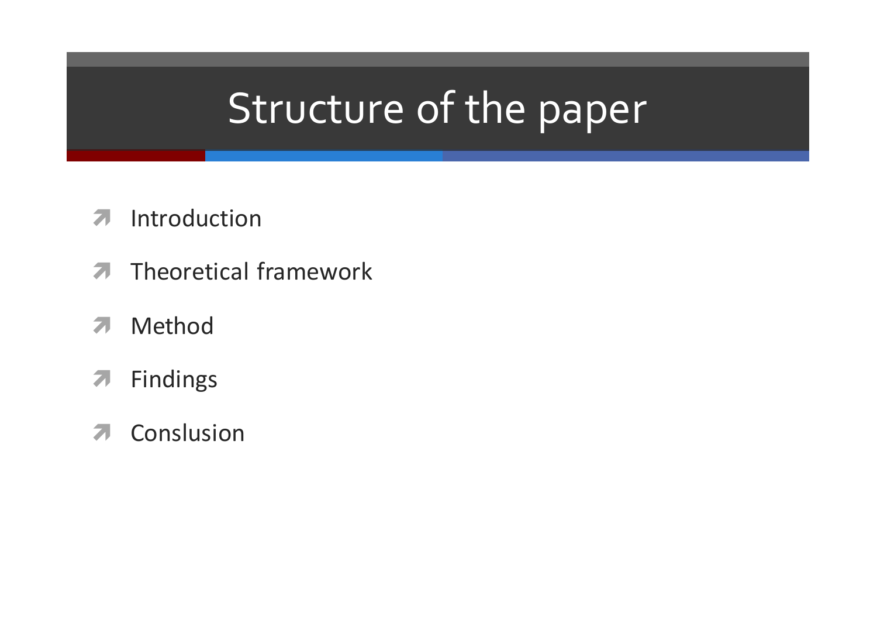# Structure of the paper

- Introduction
- Theoretical framework
- Method
- Findings
- Conslusion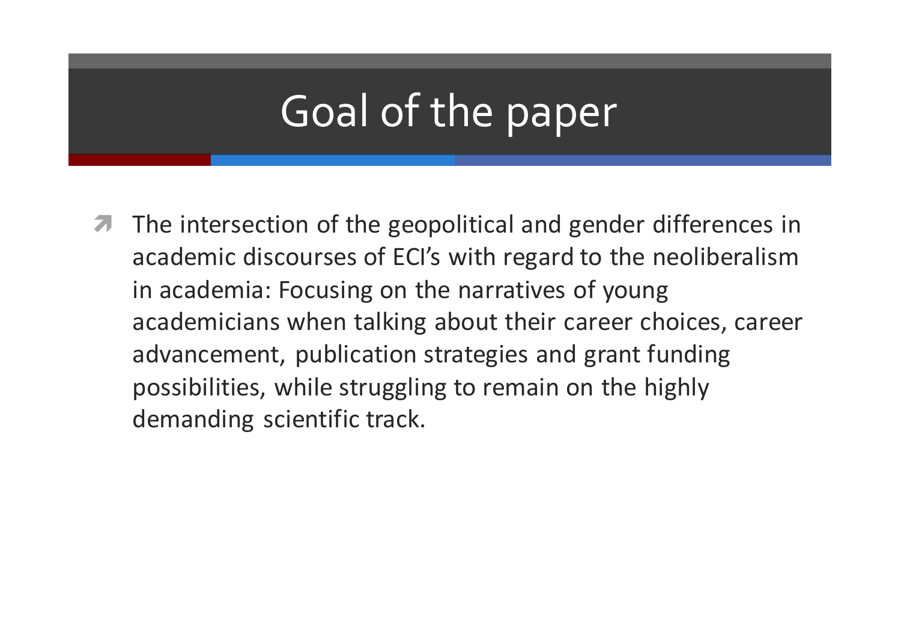# Goal of the paper

- The intersection of the geopolitical and gender differences in academic discourses of ECI's with regard to the neoliberalism in academia: Focusing on the narratives of young academicians when talking about their career choices, career advancement, publication strategies and grant funding possibilities, while struggling to remain on the highly demanding scientific track.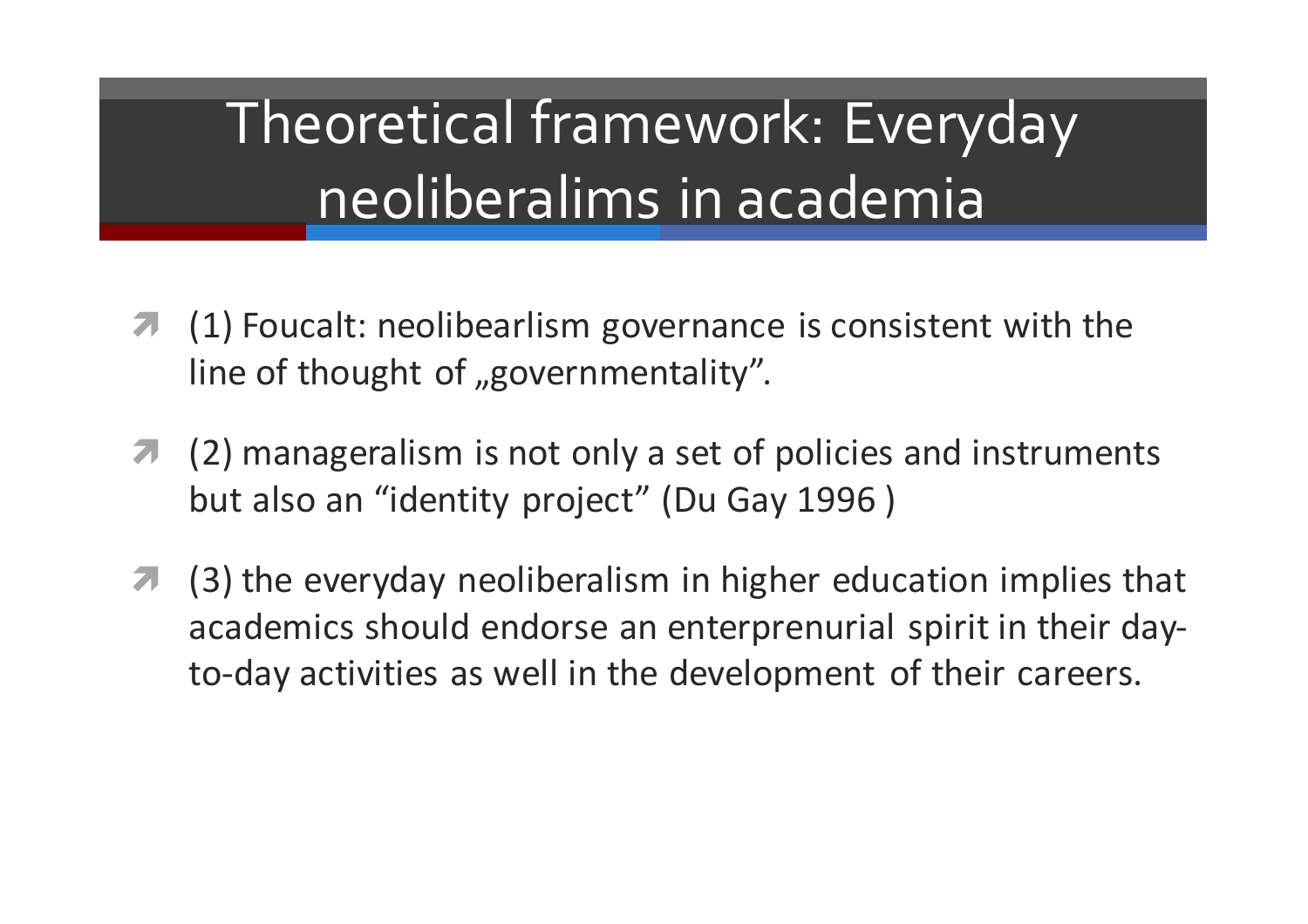# Theoretical framework: Everyday neoliberalims in academia

- (1) Foucalt: neolibearlism governance is consistent with the line of thought of „governmentality".
- (2) manageralism is not only a set of policies and instruments but also an "identity project" (Du Gay 1996 )
- (3) the everyday neoliberalism in higher education implies that academics should endorse an enterprenurial spirit in their day-to-day activities as well in the development of their careers.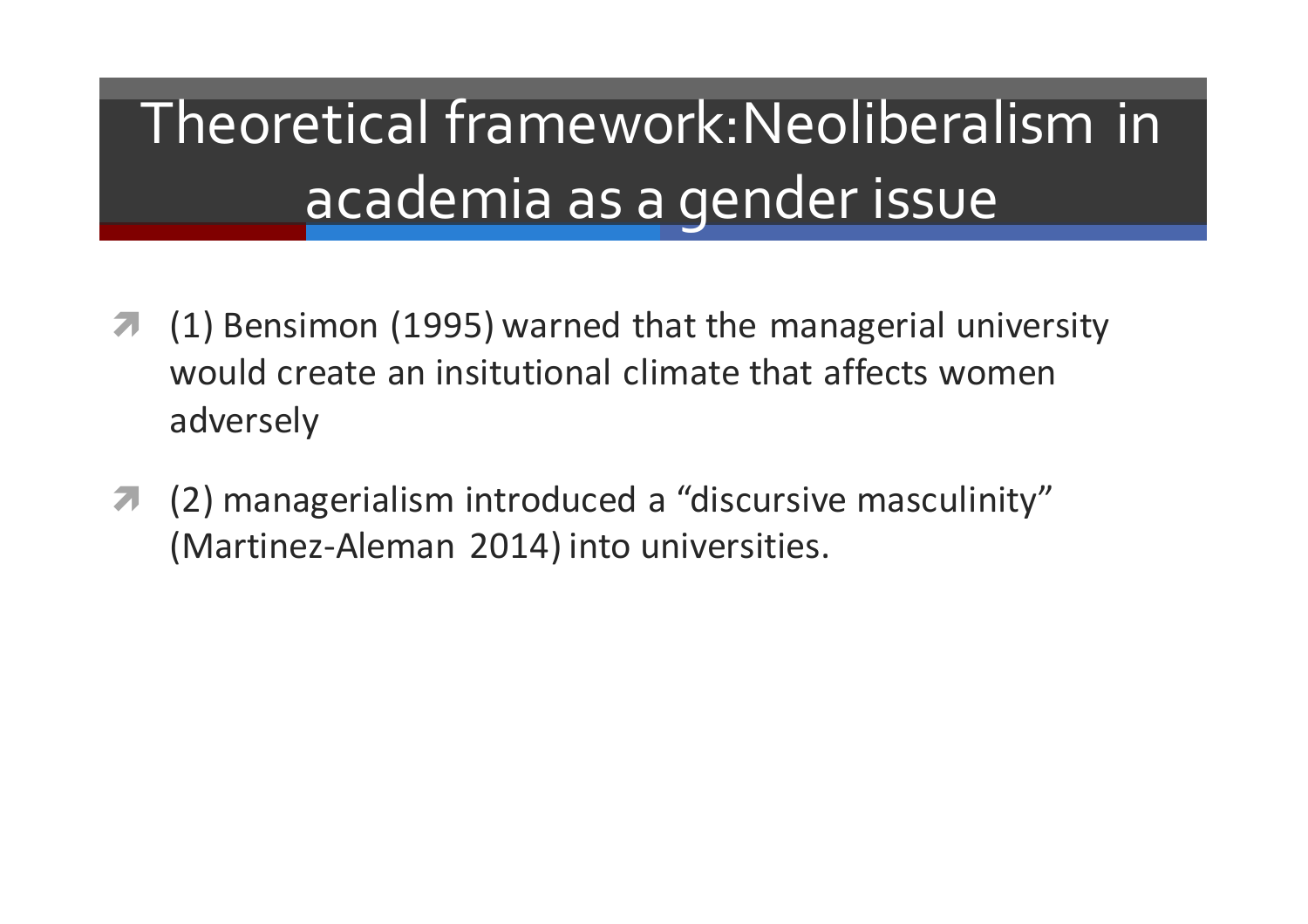# Theoretical framework:Neoliberalism in academia as a gender issue

- (1) Bensimon (1995) warned that the managerial university would create an insitutional climate that affects women adversely
- (2) managerialism introduced a “discursive masculinity” (Martinez-Aleman 2014) into universities.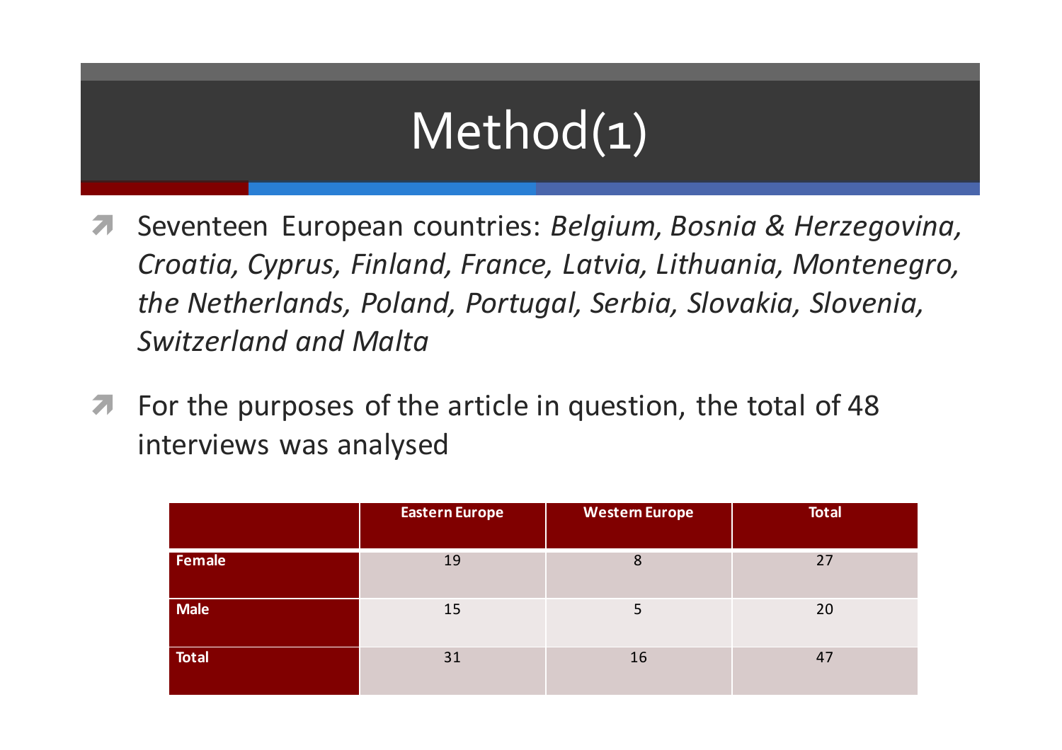# Method(1)

- Seventeen European countries: *Belgium, Bosnia & Herzegovina, Croatia, Cyprus, Finland, France, Latvia, Lithuania, Montenegro, the Netherlands, Poland, Portugal, Serbia, Slovakia, Slovenia, Switzerland and Malta*
- For the purposes of the article in question, the total of 48 interviews was analysed

| | Eastern Europe | Western Europe | Total |
|---|---|---|---|
| **Female** | 19 | 8 | 27 |
| **Male** | 15 | 5 | 20 |
| **Total** | 31 | 16 | 47 |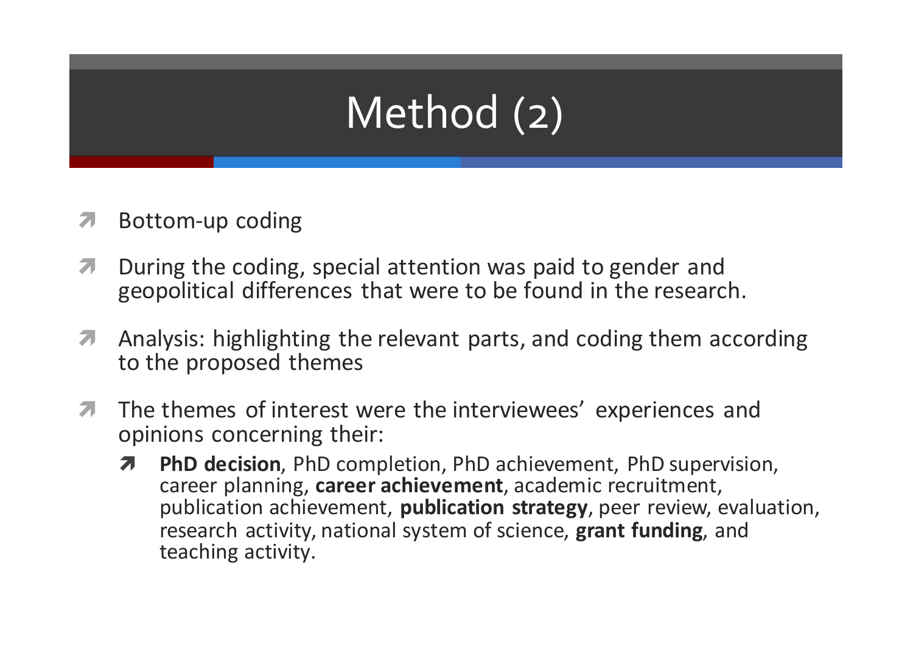# Method (2)

- Bottom-up coding
- During the coding, special attention was paid to gender and geopolitical differences that were to be found in the research.
- Analysis: highlighting the relevant parts, and coding them according to the proposed themes
- The themes of interest were the interviewees' experiences and opinions concerning their:
  - **PhD decision**, PhD completion, PhD achievement, PhD supervision, career planning, **career achievement**, academic recruitment, publication achievement, **publication strategy**, peer review, evaluation, research activity, national system of science, **grant funding**, and teaching activity.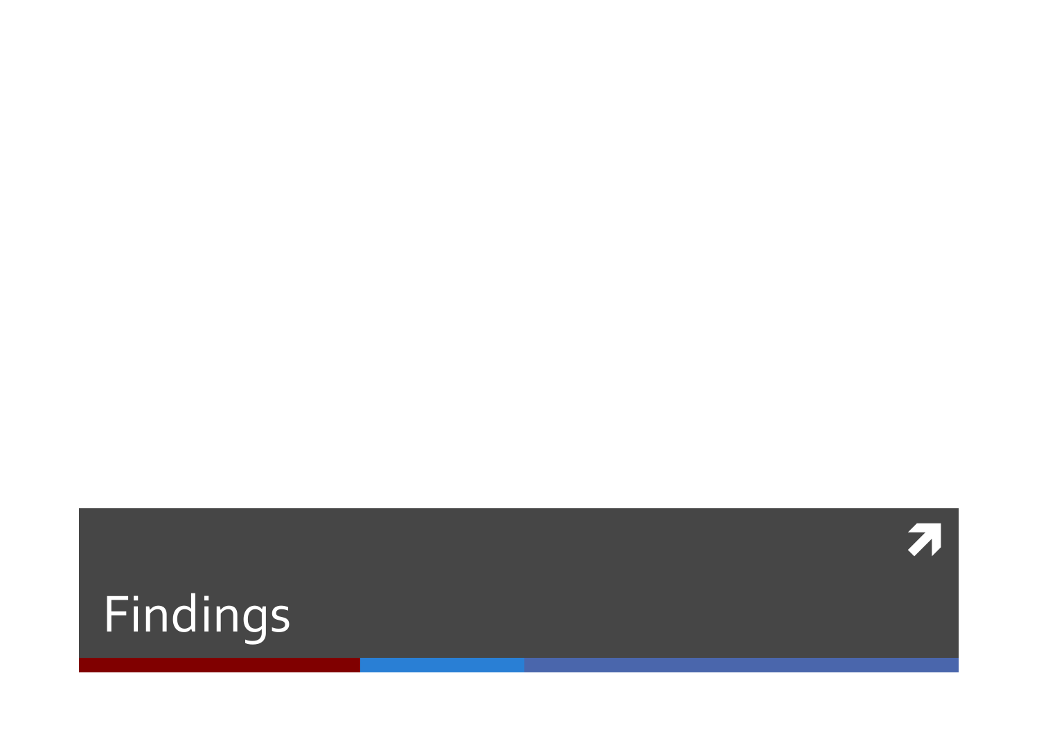# Findings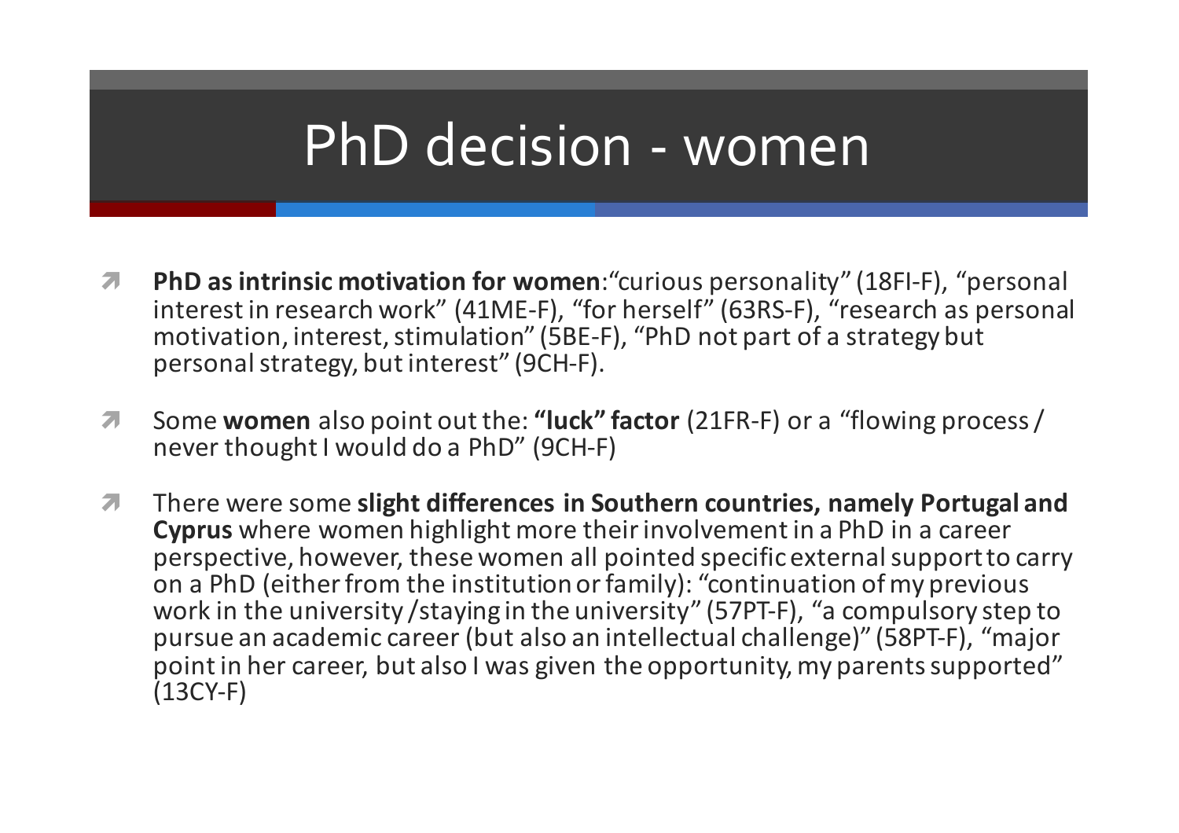# PhD decision - women

- **PhD as intrinsic motivation for women**:"curious personality" (18FI-F), "personal interest in research work" (41ME-F), "for herself" (63RS-F), "research as personal motivation, interest, stimulation" (5BE-F), "PhD not part of a strategy but personal strategy, but interest" (9CH-F).
- Some **women** also point out the: **"luck" factor** (21FR-F) or a "flowing process / never thought I would do a PhD" (9CH-F)
- There were some **slight differences in Southern countries, namely Portugal and Cyprus** where women highlight more their involvement in a PhD in a career perspective, however, these women all pointed specific external support to carry on a PhD (either from the institution or family): "continuation of my previous work in the university /staying in the university" (57PT-F), "a compulsory step to pursue an academic career (but also an intellectual challenge)" (58PT-F), "major point in her career, but also I was given the opportunity, my parents supported" (13CY-F)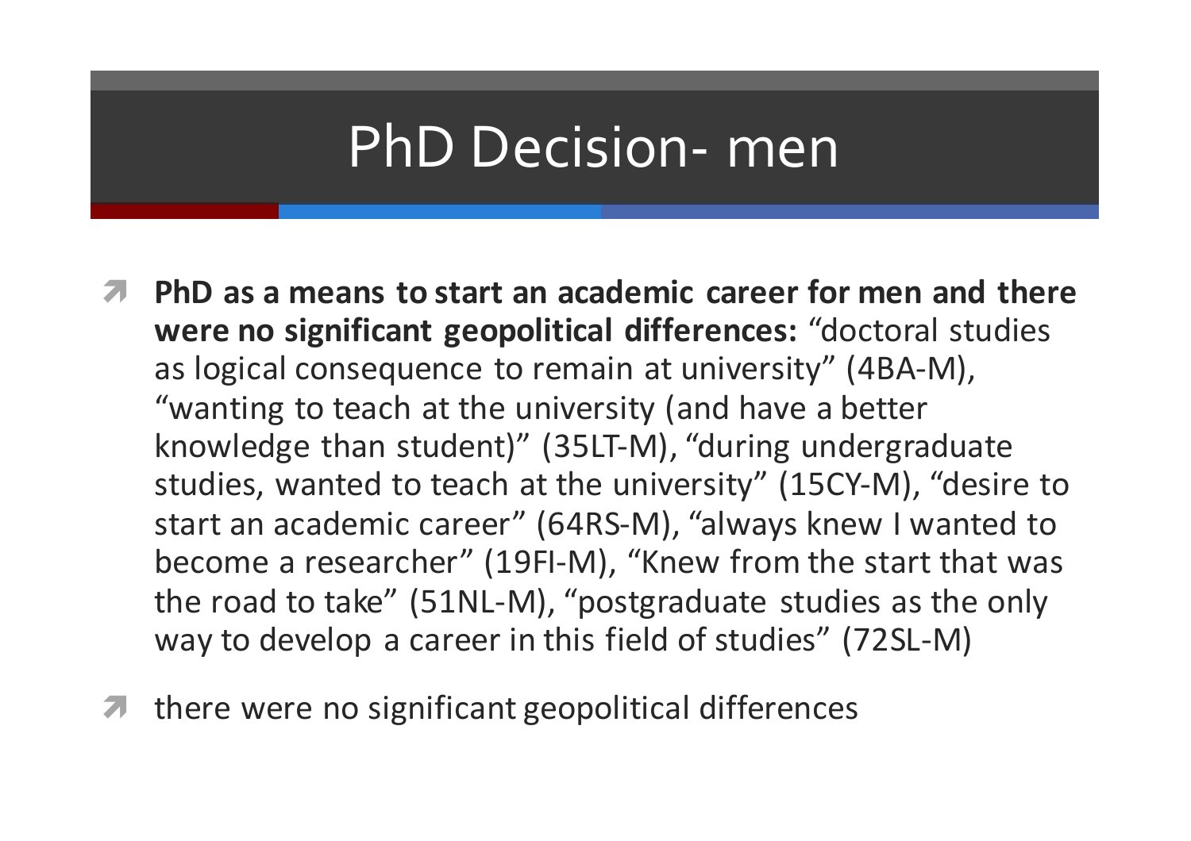# PhD Decision- men

- **PhD as a means to start an academic career for men and there were no significant geopolitical differences:** "doctoral studies as logical consequence to remain at university" (4BA-M), "wanting to teach at the university (and have a better knowledge than student)" (35LT-M), "during undergraduate studies, wanted to teach at the university" (15CY-M), "desire to start an academic career" (64RS-M), "always knew I wanted to become a researcher" (19FI-M), "Knew from the start that was the road to take" (51NL-M), "postgraduate studies as the only way to develop a career in this field of studies" (72SL-M)
- there were no significant geopolitical differences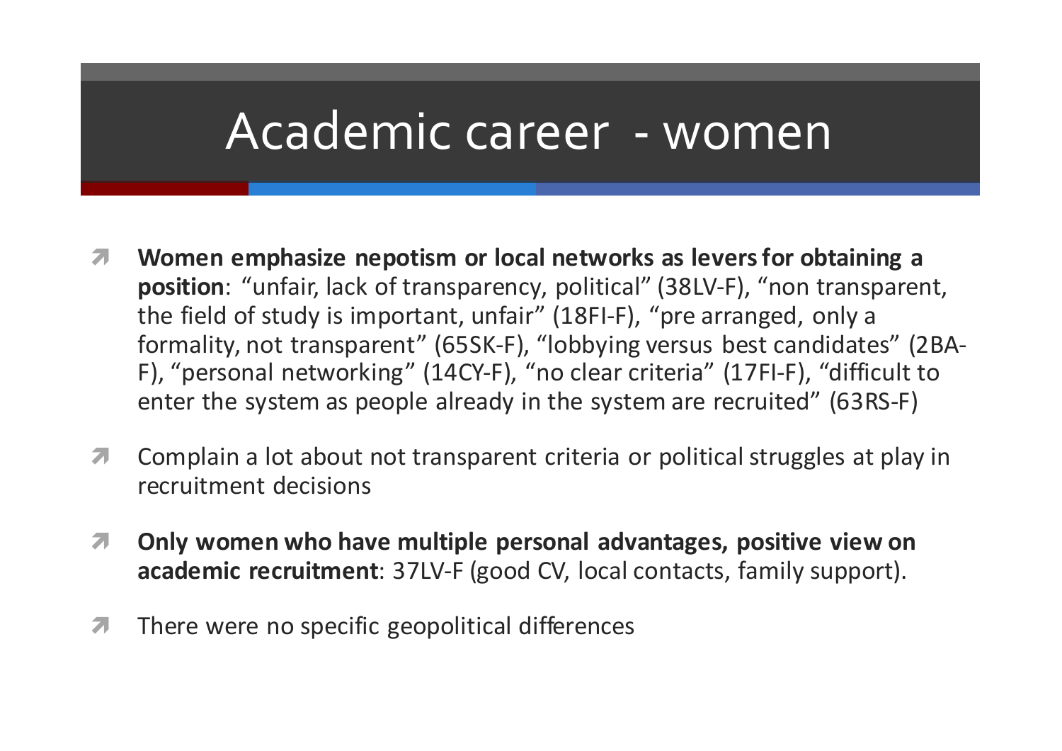# Academic career - women

- **Women emphasize nepotism or local networks as levers for obtaining a position**: “unfair, lack of transparency, political” (38LV-F), “non transparent, the field of study is important, unfair” (18FI-F), “pre arranged, only a formality, not transparent” (65SK-F), “lobbying versus best candidates” (2BA-F), “personal networking” (14CY-F), “no clear criteria” (17FI-F), “difficult to enter the system as people already in the system are recruited” (63RS-F)
- Complain a lot about not transparent criteria or political struggles at play in recruitment decisions
- **Only women who have multiple personal advantages, positive view on academic recruitment**: 37LV-F (good CV, local contacts, family support).
- There were no specific geopolitical differences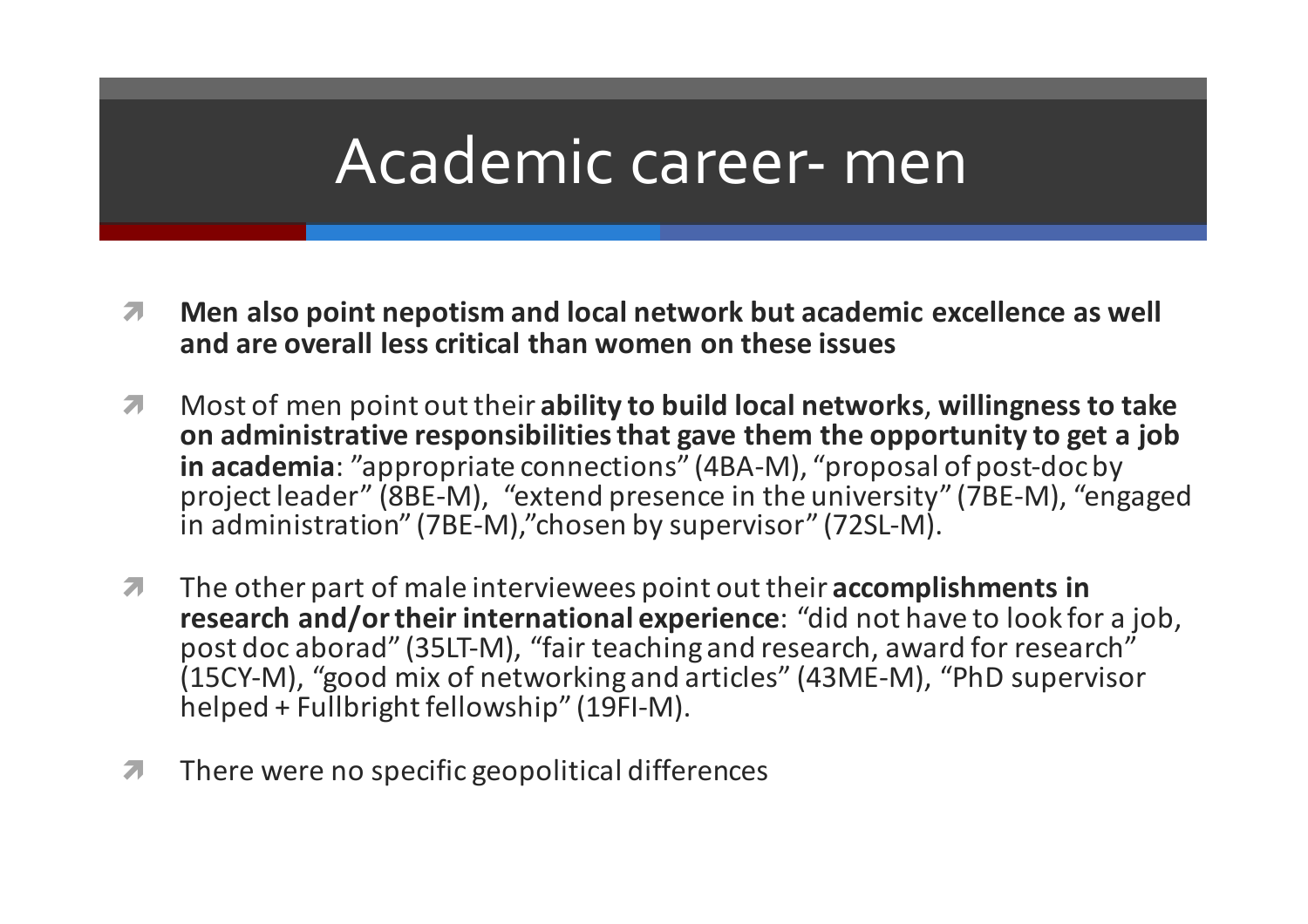# Academic career- men

- **Men also point nepotism and local network but academic excellence as well and are overall less critical than women on these issues**
- Most of men point out their **ability to build local networks**, **willingness to take on administrative responsibilities that gave them the opportunity to get a job in academia**: ”appropriate connections” (4BA-M), “proposal of post-doc by project leader” (8BE-M), “extend presence in the university” (7BE-M), “engaged in administration” (7BE-M),”chosen by supervisor” (72SL-M).
- The other part of male interviewees point out their **accomplishments in research and/or their international experience**: “did not have to look for a job, post doc aborad” (35LT-M), “fair teaching and research, award for research” (15CY-M), “good mix of networking and articles” (43ME-M), “PhD supervisor helped + Fullbright fellowship” (19FI-M).
- There were no specific geopolitical differences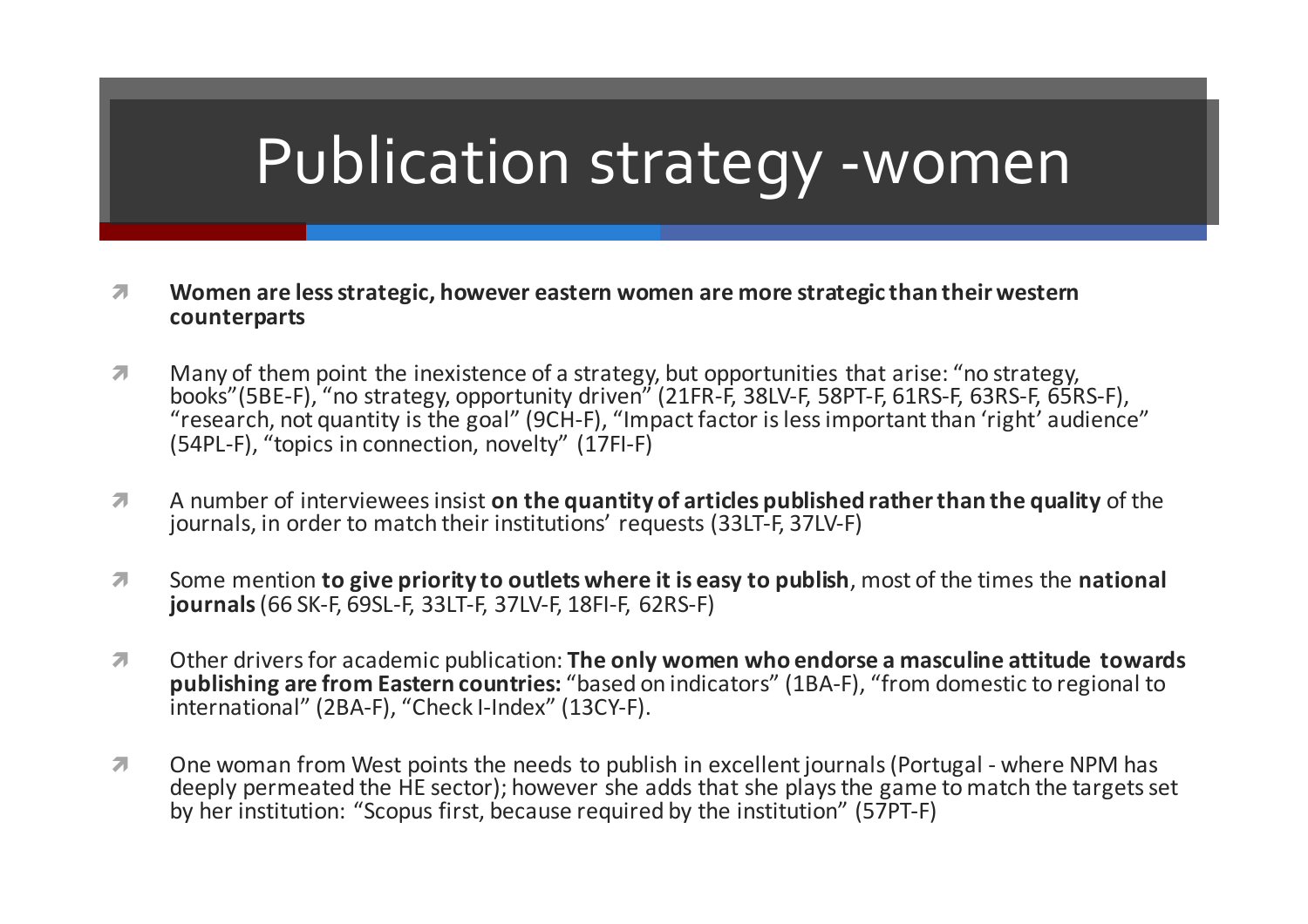# Publication strategy -women

- **Women are less strategic, however eastern women are more strategic than their western counterparts**
- Many of them point the inexistence of a strategy, but opportunities that arise: "no strategy, books"(5BE-F), "no strategy, opportunity driven" (21FR-F, 38LV-F, 58PT-F, 61RS-F, 63RS-F, 65RS-F), "research, not quantity is the goal" (9CH-F), "Impact factor is less important than 'right' audience" (54PL-F), "topics in connection, novelty" (17FI-F)
- A number of interviewees insist **on the quantity of articles published rather than the quality** of the journals, in order to match their institutions' requests (33LT-F, 37LV-F)
- Some mention **to give priority to outlets where it is easy to publish**, most of the times the **national journals** (66 SK-F, 69SL-F, 33LT-F, 37LV-F, 18FI-F, 62RS-F)
- Other drivers for academic publication: **The only women who endorse a masculine attitude towards publishing are from Eastern countries:** "based on indicators" (1BA-F), "from domestic to regional to international" (2BA-F), "Check I-Index" (13CY-F).
- One woman from West points the needs to publish in excellent journals (Portugal - where NPM has deeply permeated the HE sector); however she adds that she plays the game to match the targets set by her institution: "Scopus first, because required by the institution" (57PT-F)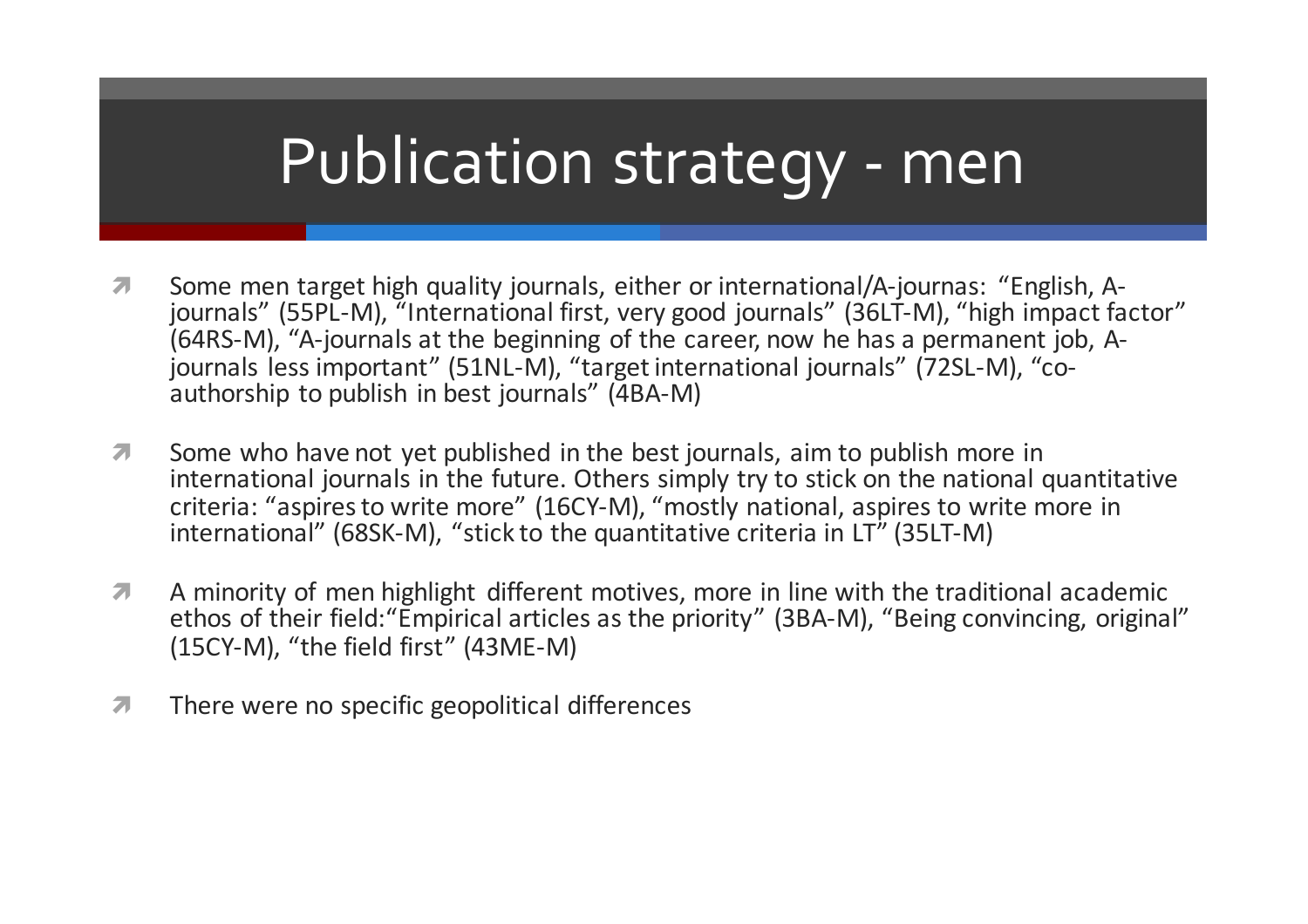# Publication strategy - men

- Some men target high quality journals, either or international/A-journas: "English, A-journals" (55PL-M), "International first, very good journals" (36LT-M), "high impact factor" (64RS-M), "A-journals at the beginning of the career, now he has a permanent job, A-journals less important" (51NL-M), "target international journals" (72SL-M), "co-authorship to publish in best journals" (4BA-M)
- Some who have not yet published in the best journals, aim to publish more in international journals in the future. Others simply try to stick on the national quantitative criteria: "aspires to write more" (16CY-M), "mostly national, aspires to write more in international" (68SK-M), "stick to the quantitative criteria in LT" (35LT-M)
- A minority of men highlight different motives, more in line with the traditional academic ethos of their field:"Empirical articles as the priority" (3BA-M), "Being convincing, original" (15CY-M), "the field first" (43ME-M)
- There were no specific geopolitical differences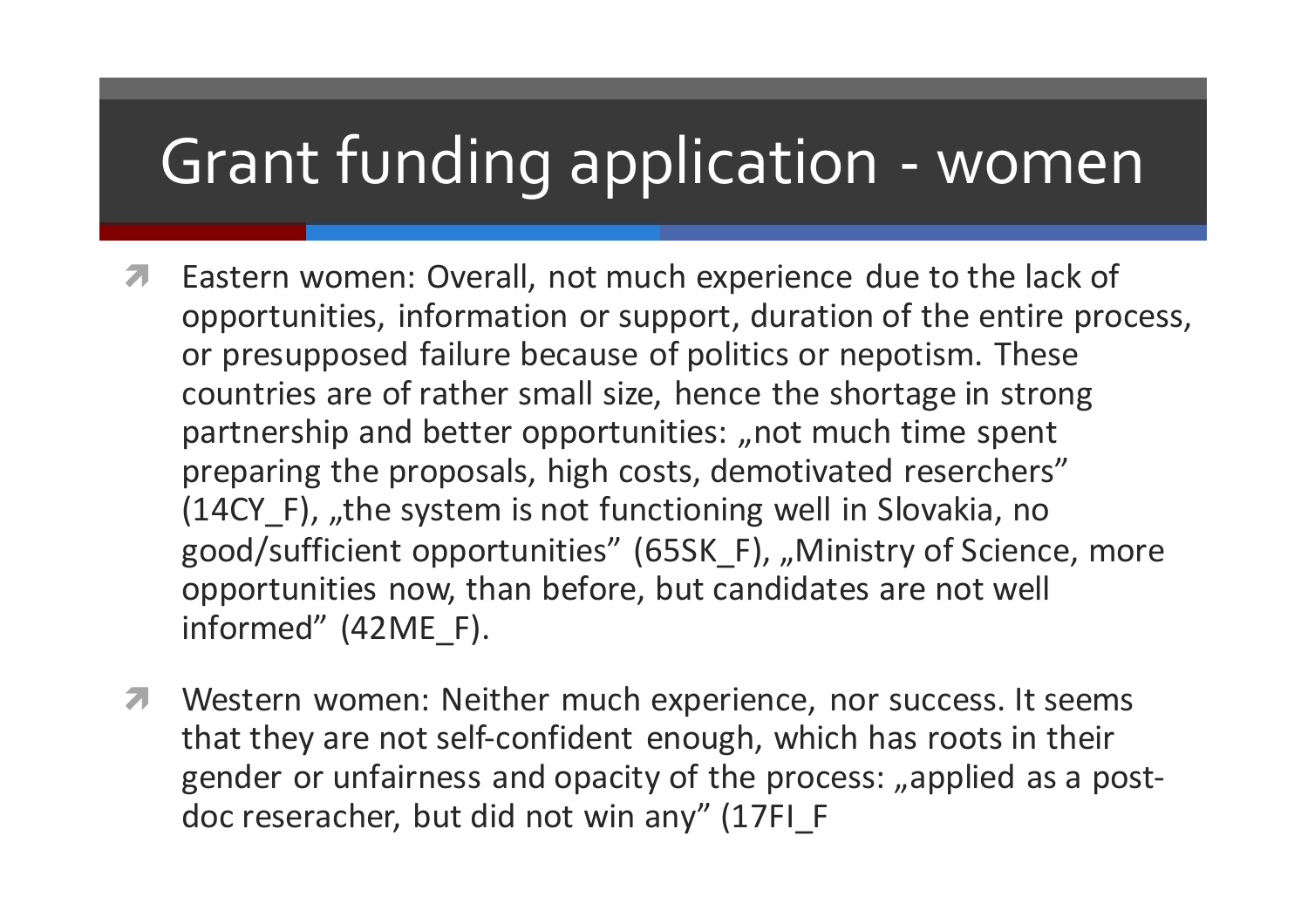# Grant funding application - women

- Eastern women: Overall, not much experience due to the lack of opportunities, information or support, duration of the entire process, or presupposed failure because of politics or nepotism. These countries are of rather small size, hence the shortage in strong partnership and better opportunities: „not much time spent preparing the proposals, high costs, demotivated reserchers" (14CY_F), „the system is not functioning well in Slovakia, no good/sufficient opportunities" (65SK_F), „Ministry of Science, more opportunities now, than before, but candidates are not well informed" (42ME_F).

- Western women: Neither much experience, nor success. It seems that they are not self-confident enough, which has roots in their gender or unfairness and opacity of the process: „applied as a post-doc reseracher, but did not win any" (17FI_F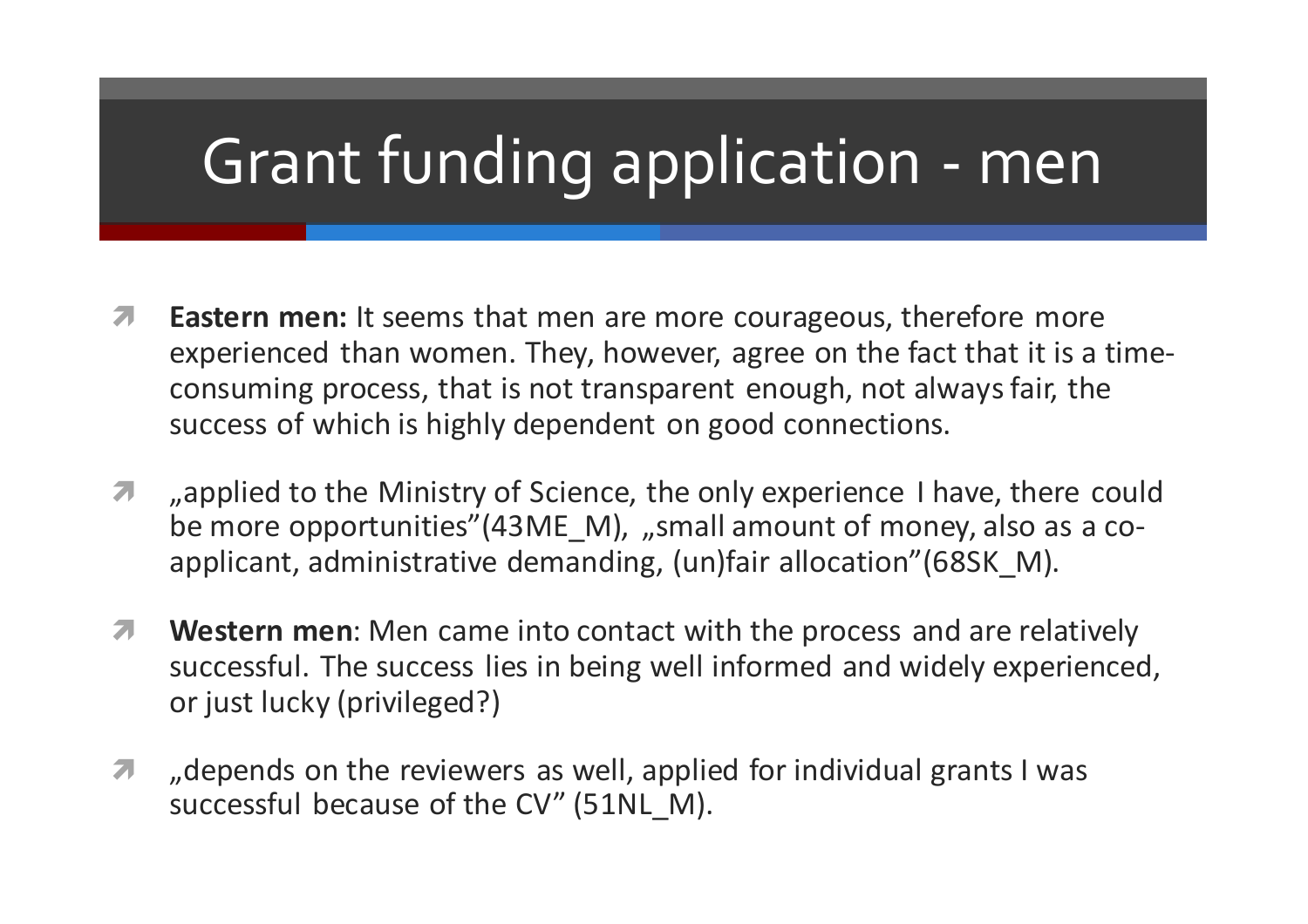# Grant funding application - men

- **Eastern men:** It seems that men are more courageous, therefore more experienced than women. They, however, agree on the fact that it is a time-consuming process, that is not transparent enough, not always fair, the success of which is highly dependent on good connections.
- „applied to the Ministry of Science, the only experience I have, there could be more opportunities"(43ME_M), „small amount of money, also as a co-applicant, administrative demanding, (un)fair allocation"(68SK_M).
- **Western men**: Men came into contact with the process and are relatively successful. The success lies in being well informed and widely experienced, or just lucky (privileged?)
- „depends on the reviewers as well, applied for individual grants I was successful because of the CV" (51NL_M).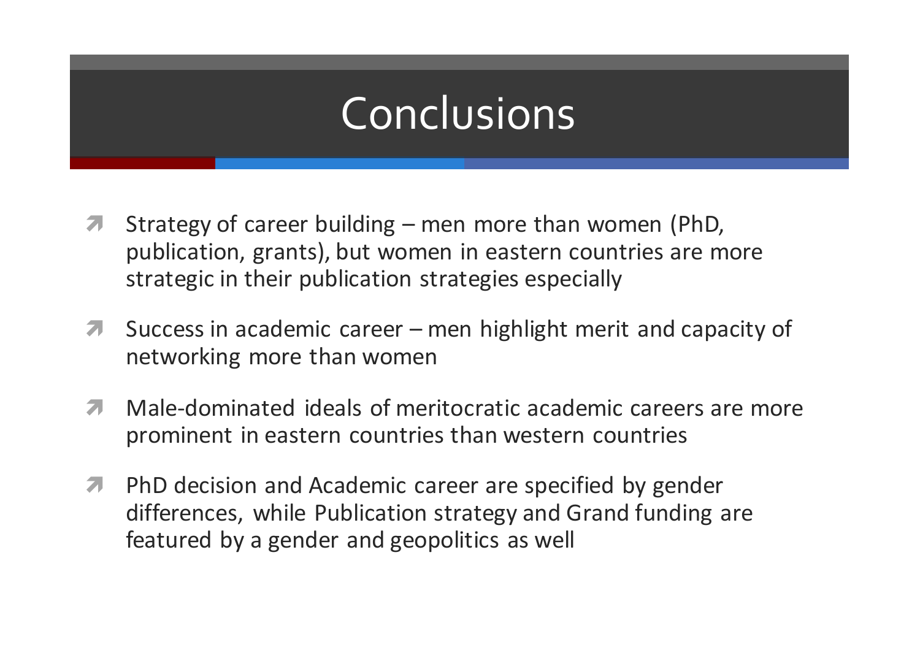# Conclusions

- Strategy of career building – men more than women (PhD, publication, grants), but women in eastern countries are more strategic in their publication strategies especially
- Success in academic career – men highlight merit and capacity of networking more than women
- Male-dominated ideals of meritocratic academic careers are more prominent in eastern countries than western countries
- PhD decision and Academic career are specified by gender differences, while Publication strategy and Grand funding are featured by a gender and geopolitics as well